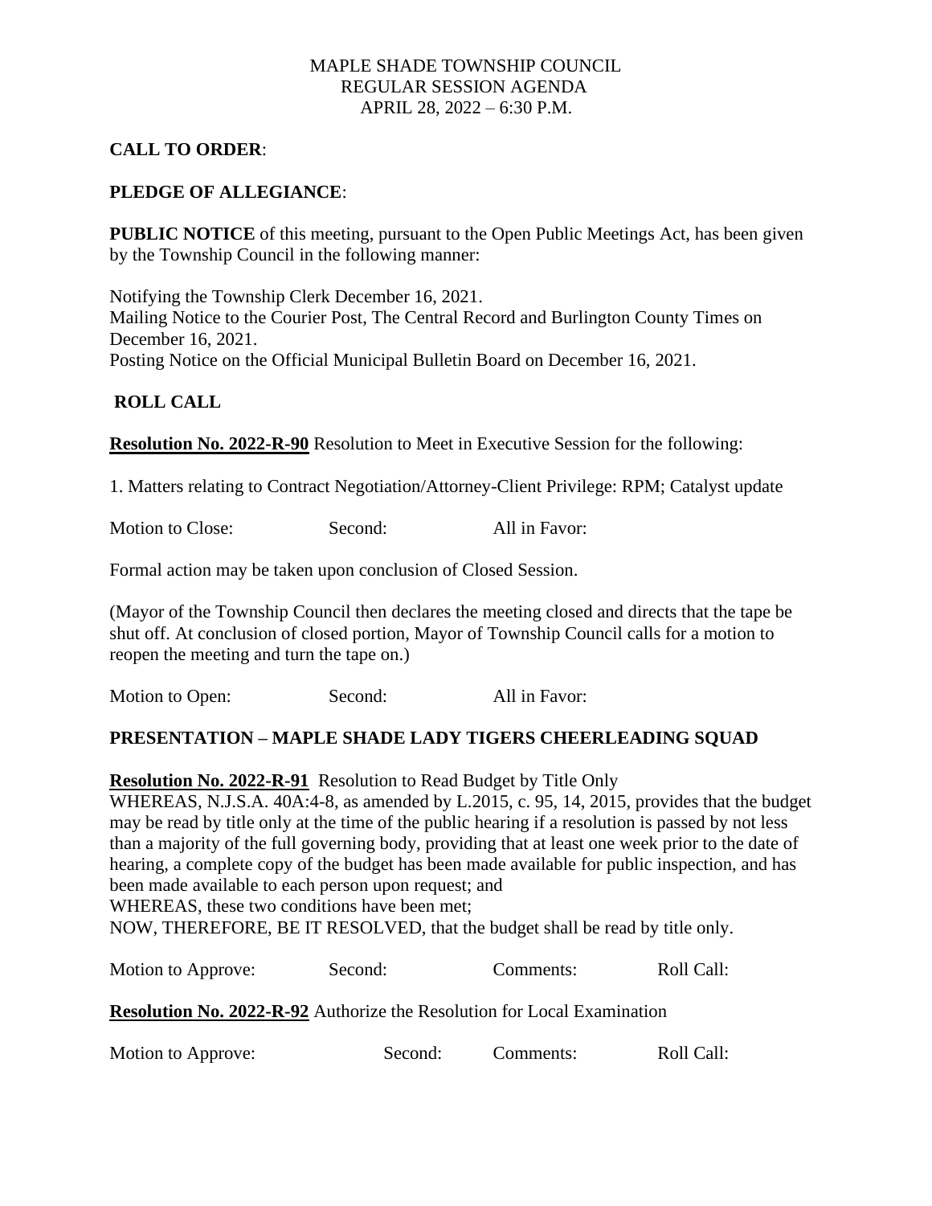MAPLE SHADE TOWNSHIP COUNCIL
REGULAR SESSION AGENDA
APRIL 28, 2022 – 6:30 P.M.

**CALL TO ORDER**:

**PLEDGE OF ALLEGIANCE**:

**PUBLIC NOTICE** of this meeting, pursuant to the Open Public Meetings Act, has been given by the Township Council in the following manner:

Notifying the Township Clerk December 16, 2021.
Mailing Notice to the Courier Post, The Central Record and Burlington County Times on December 16, 2021.
Posting Notice on the Official Municipal Bulletin Board on December 16, 2021.

**ROLL CALL**

**Resolution No. 2022-R-90** Resolution to Meet in Executive Session for the following:

1. Matters relating to Contract Negotiation/Attorney-Client Privilege: RPM; Catalyst update

Motion to Close: Second: All in Favor:

Formal action may be taken upon conclusion of Closed Session.

(Mayor of the Township Council then declares the meeting closed and directs that the tape be shut off. At conclusion of closed portion, Mayor of Township Council calls for a motion to reopen the meeting and turn the tape on.)

Motion to Open: Second: All in Favor:

**PRESENTATION – MAPLE SHADE LADY TIGERS CHEERLEADING SQUAD**

**Resolution No. 2022-R-91** Resolution to Read Budget by Title Only

WHEREAS, N.J.S.A. 40A:4-8, as amended by L.2015, c. 95, 14, 2015, provides that the budget may be read by title only at the time of the public hearing if a resolution is passed by not less than a majority of the full governing body, providing that at least one week prior to the date of hearing, a complete copy of the budget has been made available for public inspection, and has been made available to each person upon request; and
WHEREAS, these two conditions have been met;
NOW, THEREFORE, BE IT RESOLVED, that the budget shall be read by title only.

Motion to Approve: Second: Comments: Roll Call:

**Resolution No. 2022-R-92** Authorize the Resolution for Local Examination

Motion to Approve: Second: Comments: Roll Call: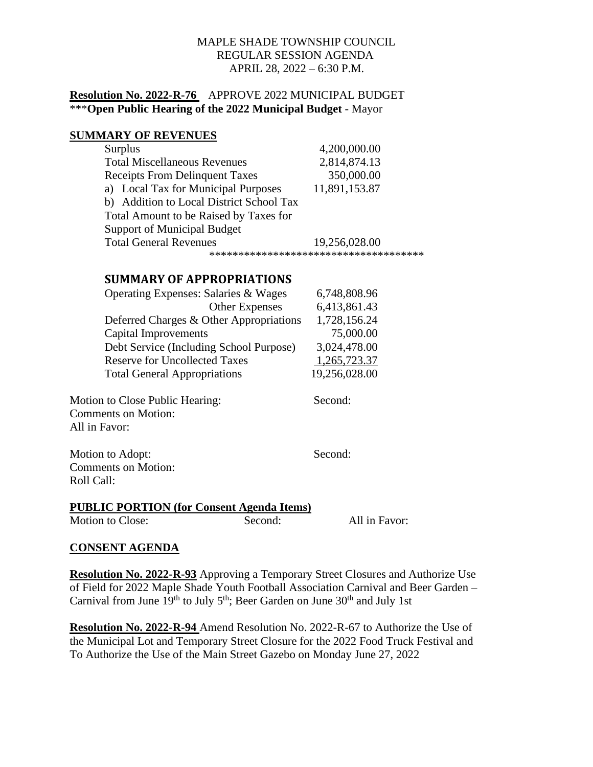MAPLE SHADE TOWNSHIP COUNCIL
REGULAR SESSION AGENDA
APRIL 28, 2022 – 6:30 P.M.

**Resolution No. 2022-R-76** APPROVE 2022 MUNICIPAL BUDGET
***Open Public Hearing of the 2022 Municipal Budget** - Mayor

## SUMMARY OF REVENUES

| | |
|---|---|
| Surplus | 4,200,000.00 |
| Total Miscellaneous Revenues | 2,814,874.13 |
| Receipts From Delinquent Taxes | 350,000.00 |
| a) Local Tax for Municipal Purposes | 11,891,153.87 |
| b) Addition to Local District School Tax | |
| Total Amount to be Raised by Taxes for Support of Municipal Budget | |
| Total General Revenues | 19,256,028.00 |

*************************************

## SUMMARY OF APPROPRIATIONS

| | |
|---|---|
| Operating Expenses: Salaries & Wages | 6,748,808.96 |
| Other Expenses | 6,413,861.43 |
| Deferred Charges & Other Appropriations | 1,728,156.24 |
| Capital Improvements | 75,000.00 |
| Debt Service (Including School Purpose) | 3,024,478.00 |
| Reserve for Uncollected Taxes | 1,265,723.37 |
| Total General Appropriations | 19,256,028.00 |

Motion to Close Public Hearing: Second:
Comments on Motion:
All in Favor:

Motion to Adopt: Second:
Comments on Motion:
Roll Call:

**PUBLIC PORTION (for Consent Agenda Items)**
Motion to Close: Second: All in Favor:

**CONSENT AGENDA**

**Resolution No. 2022-R-93** Approving a Temporary Street Closures and Authorize Use of Field for 2022 Maple Shade Youth Football Association Carnival and Beer Garden – Carnival from June 19th to July 5th; Beer Garden on June 30th and July 1st

**Resolution No. 2022-R-94** Amend Resolution No. 2022-R-67 to Authorize the Use of the Municipal Lot and Temporary Street Closure for the 2022 Food Truck Festival and To Authorize the Use of the Main Street Gazebo on Monday June 27, 2022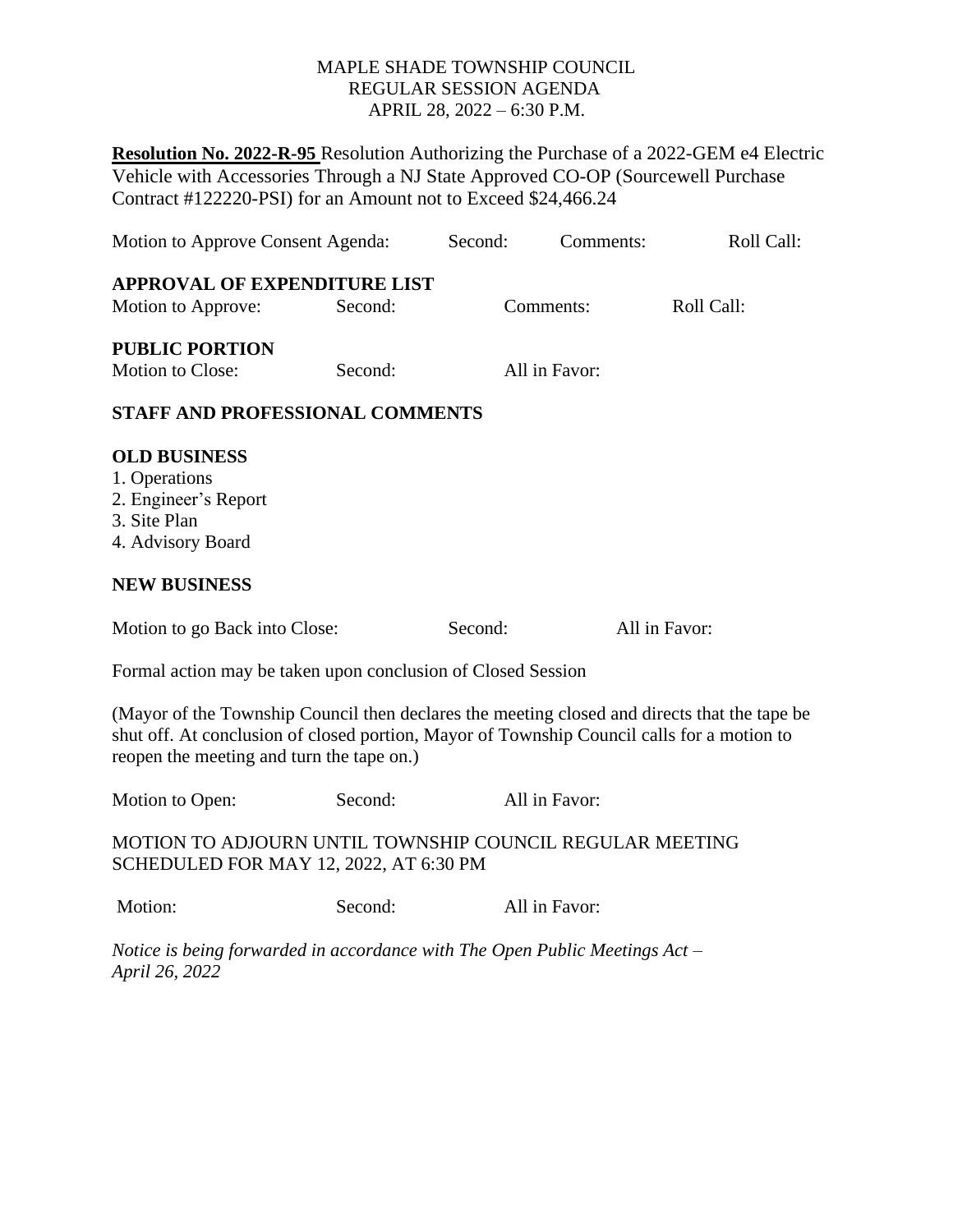MAPLE SHADE TOWNSHIP COUNCIL
REGULAR SESSION AGENDA
APRIL 28, 2022 – 6:30 P.M.

**Resolution No. 2022-R-95** Resolution Authorizing the Purchase of a 2022-GEM e4 Electric Vehicle with Accessories Through a NJ State Approved CO-OP (Sourcewell Purchase Contract #122220-PSI) for an Amount not to Exceed $24,466.24

Motion to Approve Consent Agenda: Second: Comments: Roll Call:

**APPROVAL OF EXPENDITURE LIST**

Motion to Approve: Second: Comments: Roll Call:

**PUBLIC PORTION**

Motion to Close: Second: All in Favor:

**STAFF AND PROFESSIONAL COMMENTS**

**OLD BUSINESS**

1. Operations
2. Engineer's Report
3. Site Plan
4. Advisory Board

**NEW BUSINESS**

Motion to go Back into Close: Second: All in Favor:

Formal action may be taken upon conclusion of Closed Session

(Mayor of the Township Council then declares the meeting closed and directs that the tape be shut off. At conclusion of closed portion, Mayor of Township Council calls for a motion to reopen the meeting and turn the tape on.)

Motion to Open: Second: All in Favor:

MOTION TO ADJOURN UNTIL TOWNSHIP COUNCIL REGULAR MEETING SCHEDULED FOR MAY 12, 2022, AT 6:30 PM

Motion: Second: All in Favor:

*Notice is being forwarded in accordance with The Open Public Meetings Act – April 26, 2022*